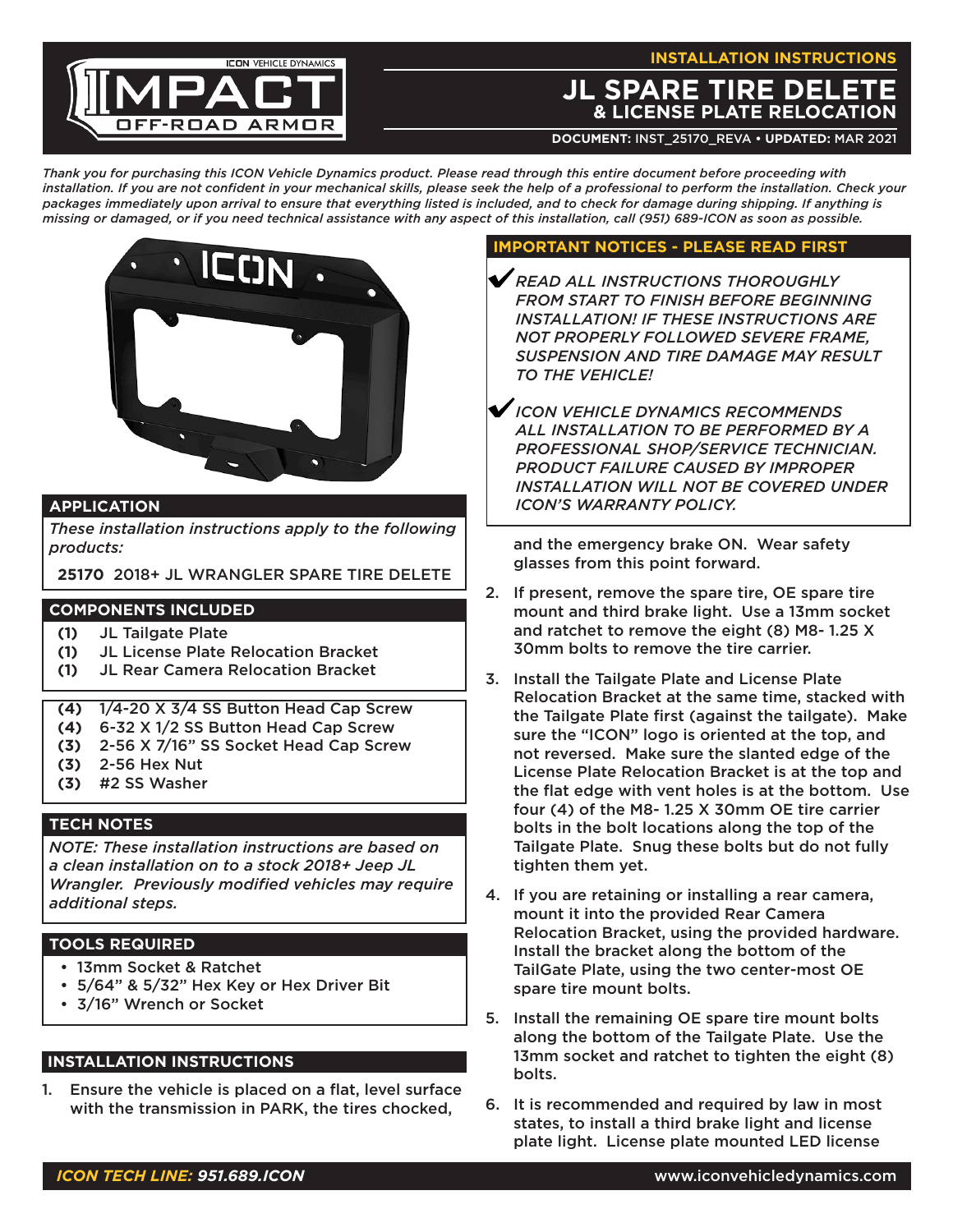IMPACT OFF-ROAD ARMOR — ICON VEHICLE DYNAMICS

**INSTALLATION INSTRUCTIONS**

# JL SPARE TIRE DELETE & LICENSE PLATE RELOCATION

**DOCUMENT:** INST_25170_REVA • **UPDATED:** MAR 2021

*Thank you for purchasing this ICON Vehicle Dynamics product. Please read through this entire document before proceeding with installation. If you are not confident in your mechanical skills, please seek the help of a professional to perform the installation. Check your packages immediately upon arrival to ensure that everything listed is included, and to check for damage during shipping. If anything is missing or damaged, or if you need technical assistance with any aspect of this installation, call (951) 689-ICON as soon as possible.*

## APPLICATION

*These installation instructions apply to the following products:*

**25170** 2018+ JL WRANGLER SPARE TIRE DELETE

## COMPONENTS INCLUDED

- **(1)** JL Tailgate Plate
- **(1)** JL License Plate Relocation Bracket
- **(1)** JL Rear Camera Relocation Bracket

- **(4)** 1/4-20 X 3/4 SS Button Head Cap Screw
- **(4)** 6-32 X 1/2 SS Button Head Cap Screw
- **(3)** 2-56 X 7/16" SS Socket Head Cap Screw
- **(3)** 2-56 Hex Nut
- **(3)** #2 SS Washer

## TECH NOTES

*NOTE: These installation instructions are based on a clean installation on to a stock 2018+ Jeep JL Wrangler. Previously modified vehicles may require additional steps.*

## TOOLS REQUIRED

- 13mm Socket & Ratchet
- 5/64" & 5/32" Hex Key or Hex Driver Bit
- 3/16" Wrench or Socket

## INSTALLATION INSTRUCTIONS

1. Ensure the vehicle is placed on a flat, level surface with the transmission in PARK, the tires chocked, and the emergency brake ON. Wear safety glasses from this point forward.
2. If present, remove the spare tire, OE spare tire mount and third brake light. Use a 13mm socket and ratchet to remove the eight (8) M8- 1.25 X 30mm bolts to remove the tire carrier.
3. Install the Tailgate Plate and License Plate Relocation Bracket at the same time, stacked with the Tailgate Plate first (against the tailgate). Make sure the "ICON" logo is oriented at the top, and not reversed. Make sure the slanted edge of the License Plate Relocation Bracket is at the top and the flat edge with vent holes is at the bottom. Use four (4) of the M8- 1.25 X 30mm OE tire carrier bolts in the bolt locations along the top of the Tailgate Plate. Snug these bolts but do not fully tighten them yet.
4. If you are retaining or installing a rear camera, mount it into the provided Rear Camera Relocation Bracket, using the provided hardware. Install the bracket along the bottom of the TailGate Plate, using the two center-most OE spare tire mount bolts.
5. Install the remaining OE spare tire mount bolts along the bottom of the Tailgate Plate. Use the 13mm socket and ratchet to tighten the eight (8) bolts.
6. It is recommended and required by law in most states, to install a third brake light and license plate light. License plate mounted LED license

## IMPORTANT NOTICES - PLEASE READ FIRST

✔ *READ ALL INSTRUCTIONS THOROUGHLY FROM START TO FINISH BEFORE BEGINNING INSTALLATION! IF THESE INSTRUCTIONS ARE NOT PROPERLY FOLLOWED SEVERE FRAME, SUSPENSION AND TIRE DAMAGE MAY RESULT TO THE VEHICLE!*

✔ *ICON VEHICLE DYNAMICS RECOMMENDS ALL INSTALLATION TO BE PERFORMED BY A PROFESSIONAL SHOP/SERVICE TECHNICIAN. PRODUCT FAILURE CAUSED BY IMPROPER INSTALLATION WILL NOT BE COVERED UNDER ICON'S WARRANTY POLICY.*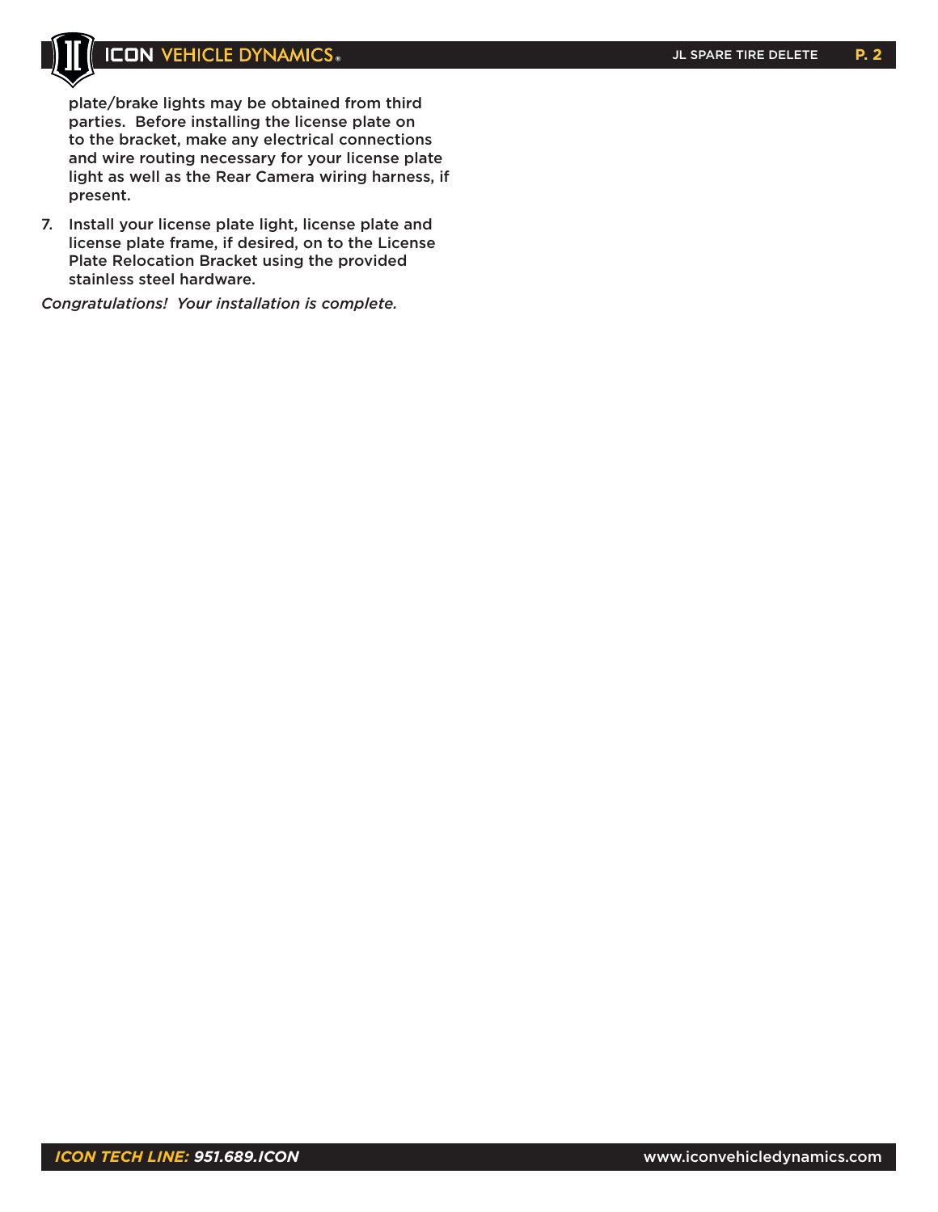plate/brake lights may be obtained from third parties. Before installing the license plate on to the bracket, make any electrical connections and wire routing necessary for your license plate light as well as the Rear Camera wiring harness, if present.

7. Install your license plate light, license plate and license plate frame, if desired, on to the License Plate Relocation Bracket using the provided stainless steel hardware.

*Congratulations! Your installation is complete.*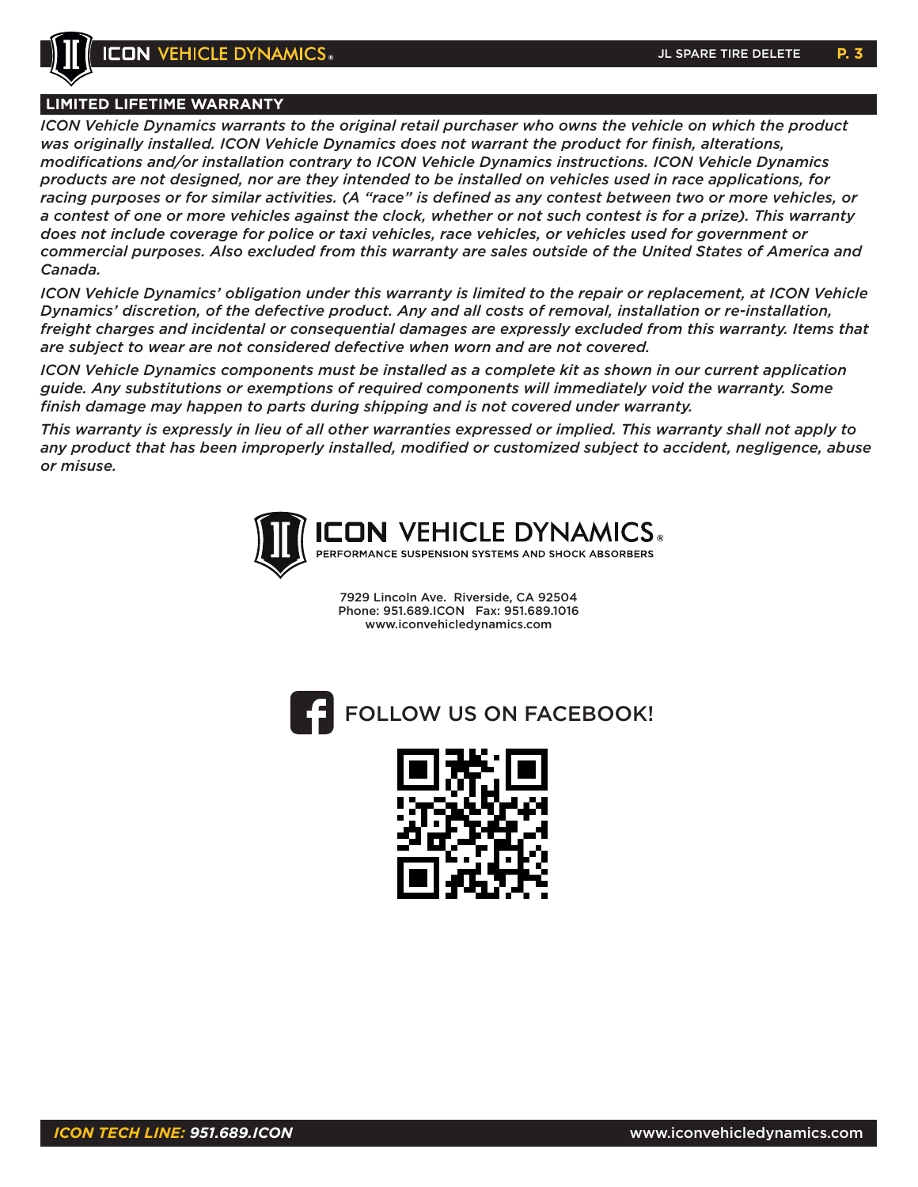## LIMITED LIFETIME WARRANTY

*ICON Vehicle Dynamics warrants to the original retail purchaser who owns the vehicle on which the product was originally installed. ICON Vehicle Dynamics does not warrant the product for finish, alterations, modifications and/or installation contrary to ICON Vehicle Dynamics instructions. ICON Vehicle Dynamics products are not designed, nor are they intended to be installed on vehicles used in race applications, for racing purposes or for similar activities. (A "race" is defined as any contest between two or more vehicles, or a contest of one or more vehicles against the clock, whether or not such contest is for a prize). This warranty does not include coverage for police or taxi vehicles, race vehicles, or vehicles used for government or commercial purposes. Also excluded from this warranty are sales outside of the United States of America and Canada.*

*ICON Vehicle Dynamics' obligation under this warranty is limited to the repair or replacement, at ICON Vehicle Dynamics' discretion, of the defective product. Any and all costs of removal, installation or re-installation, freight charges and incidental or consequential damages are expressly excluded from this warranty. Items that are subject to wear are not considered defective when worn and are not covered.*

*ICON Vehicle Dynamics components must be installed as a complete kit as shown in our current application guide. Any substitutions or exemptions of required components will immediately void the warranty. Some finish damage may happen to parts during shipping and is not covered under warranty.*

*This warranty is expressly in lieu of all other warranties expressed or implied. This warranty shall not apply to any product that has been improperly installed, modified or customized subject to accident, negligence, abuse or misuse.*

ICON VEHICLE DYNAMICS®
PERFORMANCE SUSPENSION SYSTEMS AND SHOCK ABSORBERS

7929 Lincoln Ave. Riverside, CA 92504
Phone: 951.689.ICON Fax: 951.689.1016
www.iconvehicledynamics.com

FOLLOW US ON FACEBOOK!

***ICON TECH LINE:* 951.689.ICON**
www.iconvehicledynamics.com